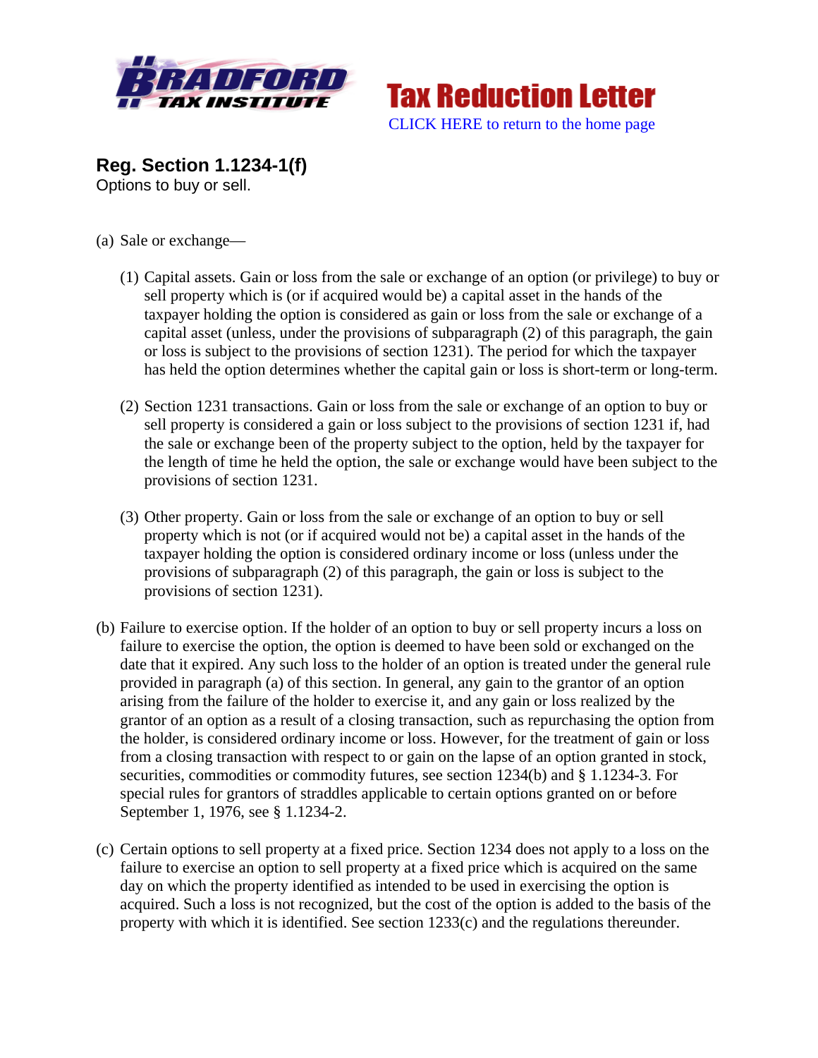Bradford Tax Institute

Tax Reduction Letter

CLICK HERE to return to the home page

## Reg. Section 1.1234-1(f)

Options to buy or sell.

(a) Sale or exchange—

(1) Capital assets. Gain or loss from the sale or exchange of an option (or privilege) to buy or sell property which is (or if acquired would be) a capital asset in the hands of the taxpayer holding the option is considered as gain or loss from the sale or exchange of a capital asset (unless, under the provisions of subparagraph (2) of this paragraph, the gain or loss is subject to the provisions of section 1231). The period for which the taxpayer has held the option determines whether the capital gain or loss is short-term or long-term.

(2) Section 1231 transactions. Gain or loss from the sale or exchange of an option to buy or sell property is considered a gain or loss subject to the provisions of section 1231 if, had the sale or exchange been of the property subject to the option, held by the taxpayer for the length of time he held the option, the sale or exchange would have been subject to the provisions of section 1231.

(3) Other property. Gain or loss from the sale or exchange of an option to buy or sell property which is not (or if acquired would not be) a capital asset in the hands of the taxpayer holding the option is considered ordinary income or loss (unless under the provisions of subparagraph (2) of this paragraph, the gain or loss is subject to the provisions of section 1231).

(b) Failure to exercise option. If the holder of an option to buy or sell property incurs a loss on failure to exercise the option, the option is deemed to have been sold or exchanged on the date that it expired. Any such loss to the holder of an option is treated under the general rule provided in paragraph (a) of this section. In general, any gain to the grantor of an option arising from the failure of the holder to exercise it, and any gain or loss realized by the grantor of an option as a result of a closing transaction, such as repurchasing the option from the holder, is considered ordinary income or loss. However, for the treatment of gain or loss from a closing transaction with respect to or gain on the lapse of an option granted in stock, securities, commodities or commodity futures, see section 1234(b) and § 1.1234-3. For special rules for grantors of straddles applicable to certain options granted on or before September 1, 1976, see § 1.1234-2.

(c) Certain options to sell property at a fixed price. Section 1234 does not apply to a loss on the failure to exercise an option to sell property at a fixed price which is acquired on the same day on which the property identified as intended to be used in exercising the option is acquired. Such a loss is not recognized, but the cost of the option is added to the basis of the property with which it is identified. See section 1233(c) and the regulations thereunder.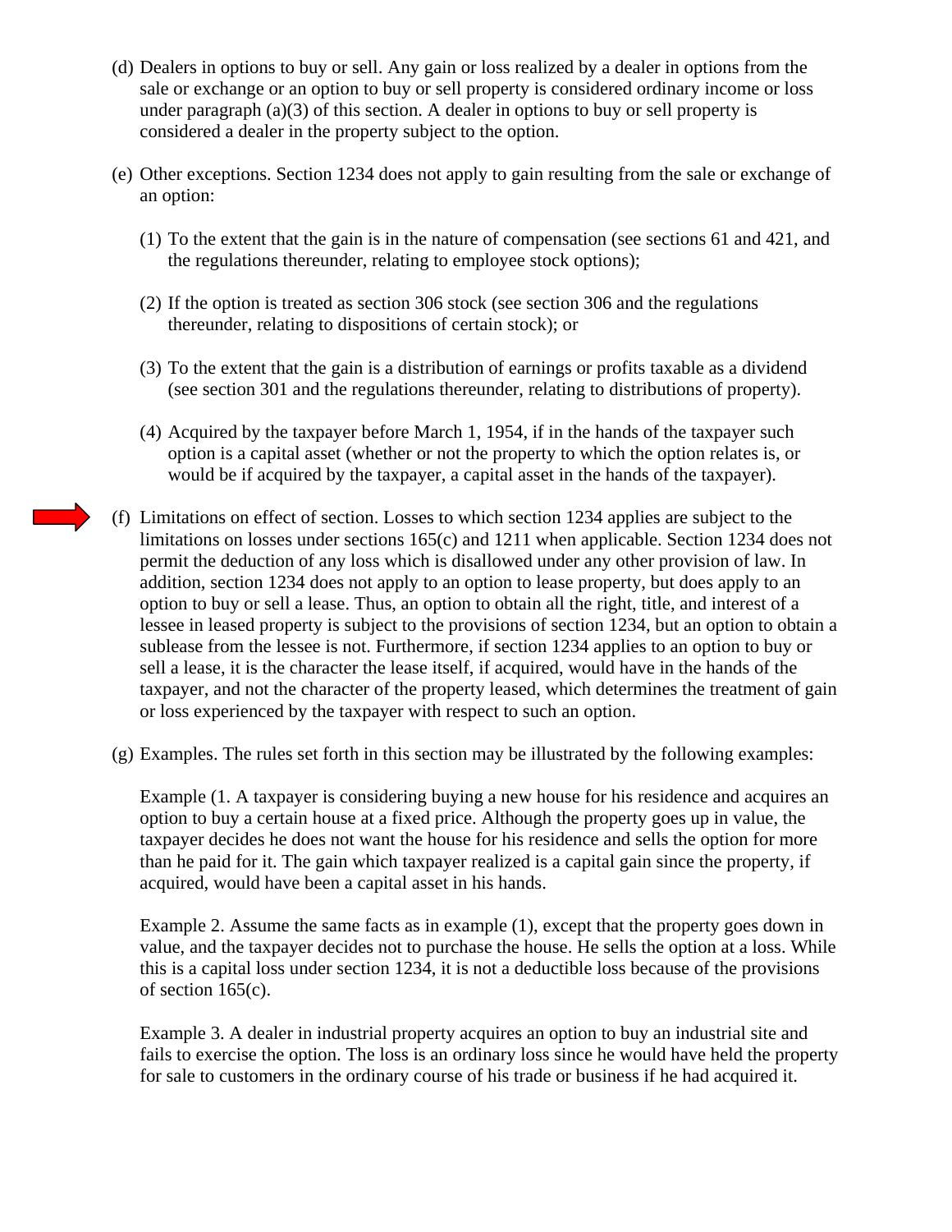(d) Dealers in options to buy or sell. Any gain or loss realized by a dealer in options from the sale or exchange or an option to buy or sell property is considered ordinary income or loss under paragraph (a)(3) of this section. A dealer in options to buy or sell property is considered a dealer in the property subject to the option.

(e) Other exceptions. Section 1234 does not apply to gain resulting from the sale or exchange of an option:

(1) To the extent that the gain is in the nature of compensation (see sections 61 and 421, and the regulations thereunder, relating to employee stock options);

(2) If the option is treated as section 306 stock (see section 306 and the regulations thereunder, relating to dispositions of certain stock); or

(3) To the extent that the gain is a distribution of earnings or profits taxable as a dividend (see section 301 and the regulations thereunder, relating to distributions of property).

(4) Acquired by the taxpayer before March 1, 1954, if in the hands of the taxpayer such option is a capital asset (whether or not the property to which the option relates is, or would be if acquired by the taxpayer, a capital asset in the hands of the taxpayer).

(f) Limitations on effect of section. Losses to which section 1234 applies are subject to the limitations on losses under sections 165(c) and 1211 when applicable. Section 1234 does not permit the deduction of any loss which is disallowed under any other provision of law. In addition, section 1234 does not apply to an option to lease property, but does apply to an option to buy or sell a lease. Thus, an option to obtain all the right, title, and interest of a lessee in leased property is subject to the provisions of section 1234, but an option to obtain a sublease from the lessee is not. Furthermore, if section 1234 applies to an option to buy or sell a lease, it is the character the lease itself, if acquired, would have in the hands of the taxpayer, and not the character of the property leased, which determines the treatment of gain or loss experienced by the taxpayer with respect to such an option.

(g) Examples. The rules set forth in this section may be illustrated by the following examples:

Example (1. A taxpayer is considering buying a new house for his residence and acquires an option to buy a certain house at a fixed price. Although the property goes up in value, the taxpayer decides he does not want the house for his residence and sells the option for more than he paid for it. The gain which taxpayer realized is a capital gain since the property, if acquired, would have been a capital asset in his hands.

Example 2. Assume the same facts as in example (1), except that the property goes down in value, and the taxpayer decides not to purchase the house. He sells the option at a loss. While this is a capital loss under section 1234, it is not a deductible loss because of the provisions of section 165(c).

Example 3. A dealer in industrial property acquires an option to buy an industrial site and fails to exercise the option. The loss is an ordinary loss since he would have held the property for sale to customers in the ordinary course of his trade or business if he had acquired it.